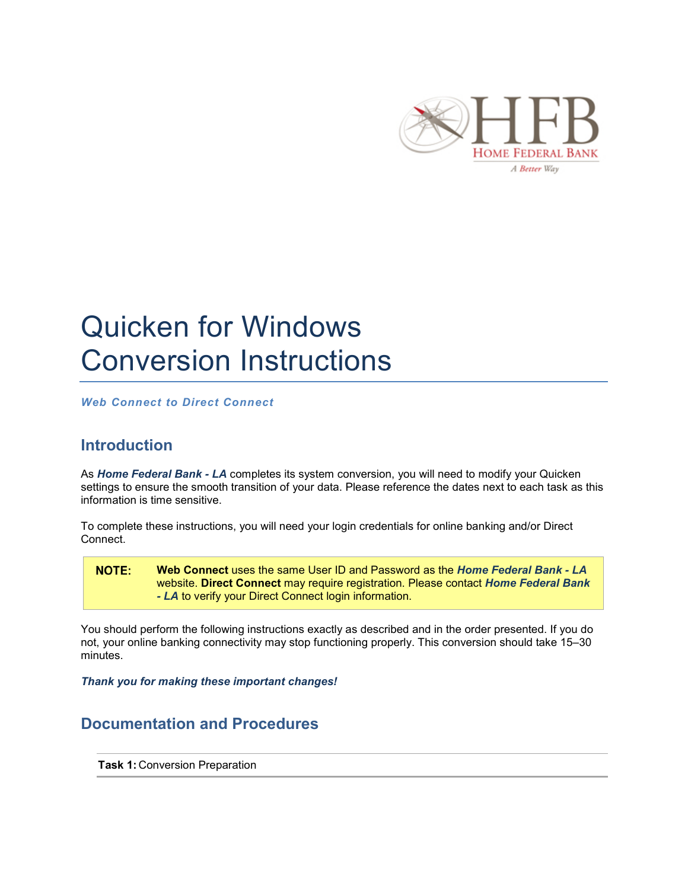# Quicken for Windows Conversion Instructions

***Web Connect to Direct Connect***

## Introduction

As ***Home Federal Bank - LA*** completes its system conversion, you will need to modify your Quicken settings to ensure the smooth transition of your data. Please reference the dates next to each task as this information is time sensitive.

To complete these instructions, you will need your login credentials for online banking and/or Direct Connect.

> **NOTE:** **Web Connect** uses the same User ID and Password as the ***Home Federal Bank - LA*** website. **Direct Connect** may require registration. Please contact ***Home Federal Bank - LA*** to verify your Direct Connect login information.

You should perform the following instructions exactly as described and in the order presented. If you do not, your online banking connectivity may stop functioning properly. This conversion should take 15–30 minutes.

***Thank you for making these important changes!***

## Documentation and Procedures

**Task 1:** Conversion Preparation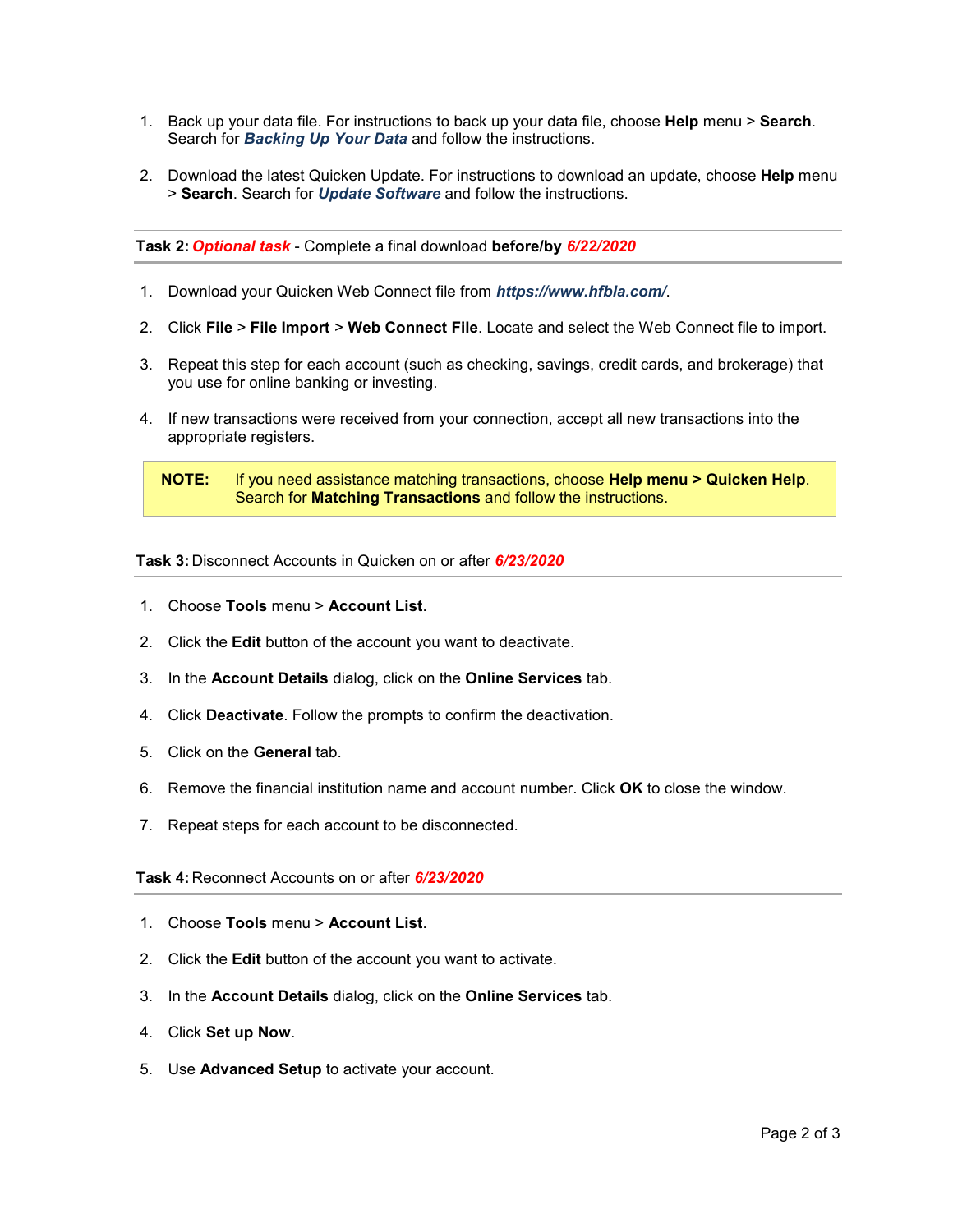1. Back up your data file. For instructions to back up your data file, choose **Help** menu > **Search**. Search for ***Backing Up Your Data*** and follow the instructions.

2. Download the latest Quicken Update. For instructions to download an update, choose **Help** menu > **Search**. Search for ***Update Software*** and follow the instructions.

---

**Task 2:** ***Optional task*** - Complete a final download **before/by** ***6/22/2020***

---

1. Download your Quicken Web Connect file from ***https://www.hfbla.com/***.

2. Click **File** > **File Import** > **Web Connect File**. Locate and select the Web Connect file to import.

3. Repeat this step for each account (such as checking, savings, credit cards, and brokerage) that you use for online banking or investing.

4. If new transactions were received from your connection, accept all new transactions into the appropriate registers.

> **NOTE:** If you need assistance matching transactions, choose **Help menu > Quicken Help**. Search for **Matching Transactions** and follow the instructions.

---

**Task 3:** Disconnect Accounts in Quicken on or after ***6/23/2020***

---

1. Choose **Tools** menu > **Account List**.

2. Click the **Edit** button of the account you want to deactivate.

3. In the **Account Details** dialog, click on the **Online Services** tab.

4. Click **Deactivate**. Follow the prompts to confirm the deactivation.

5. Click on the **General** tab.

6. Remove the financial institution name and account number. Click **OK** to close the window.

7. Repeat steps for each account to be disconnected.

---

**Task 4:** Reconnect Accounts on or after ***6/23/2020***

---

1. Choose **Tools** menu > **Account List**.

2. Click the **Edit** button of the account you want to activate.

3. In the **Account Details** dialog, click on the **Online Services** tab.

4. Click **Set up Now**.

5. Use **Advanced Setup** to activate your account.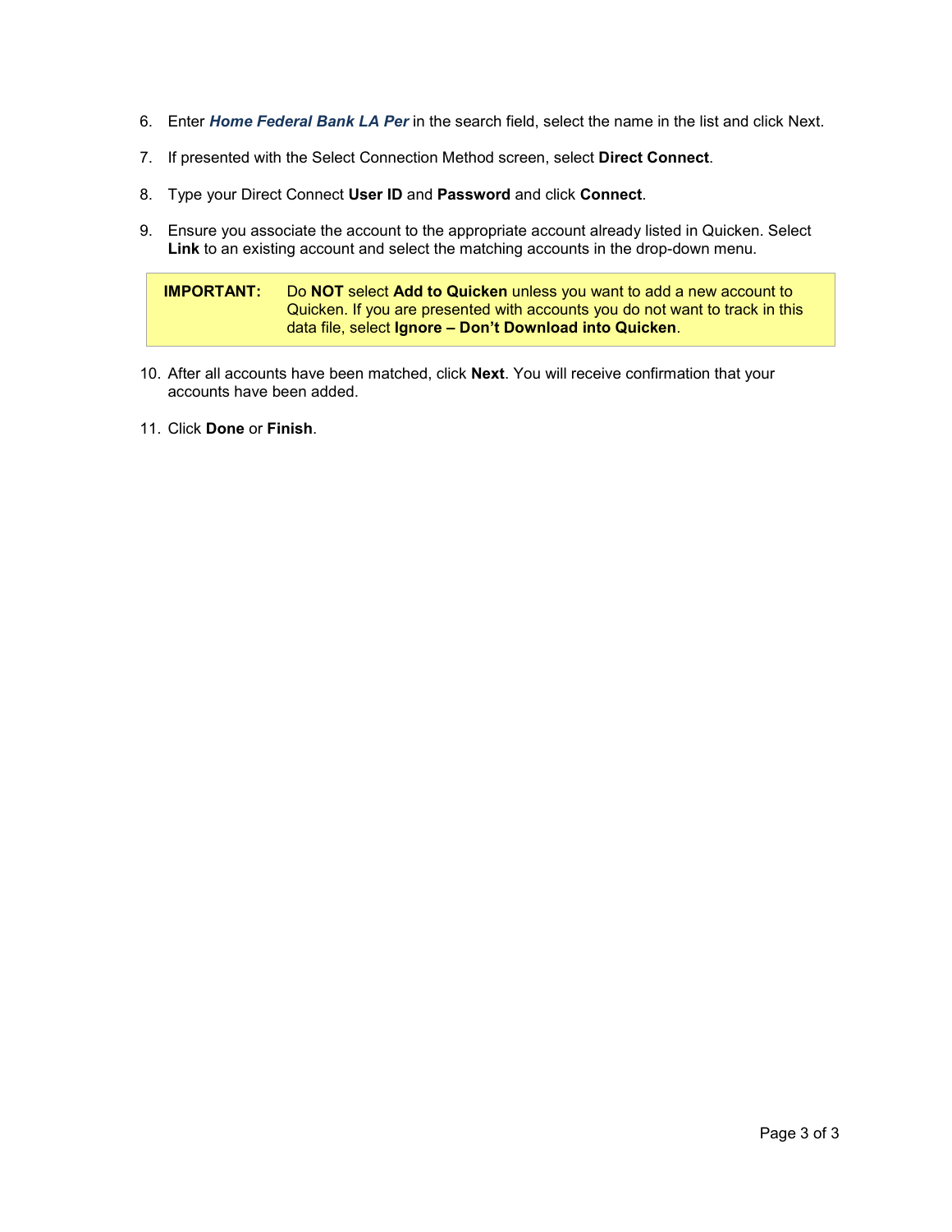6. Enter ***Home Federal Bank LA Per*** in the search field, select the name in the list and click Next.

7. If presented with the Select Connection Method screen, select **Direct Connect**.

8. Type your Direct Connect **User ID** and **Password** and click **Connect**.

9. Ensure you associate the account to the appropriate account already listed in Quicken. Select **Link** to an existing account and select the matching accounts in the drop-down menu.

> **IMPORTANT:** Do **NOT** select **Add to Quicken** unless you want to add a new account to Quicken. If you are presented with accounts you do not want to track in this data file, select **Ignore – Don't Download into Quicken**.

10. After all accounts have been matched, click **Next**. You will receive confirmation that your accounts have been added.

11. Click **Done** or **Finish**.